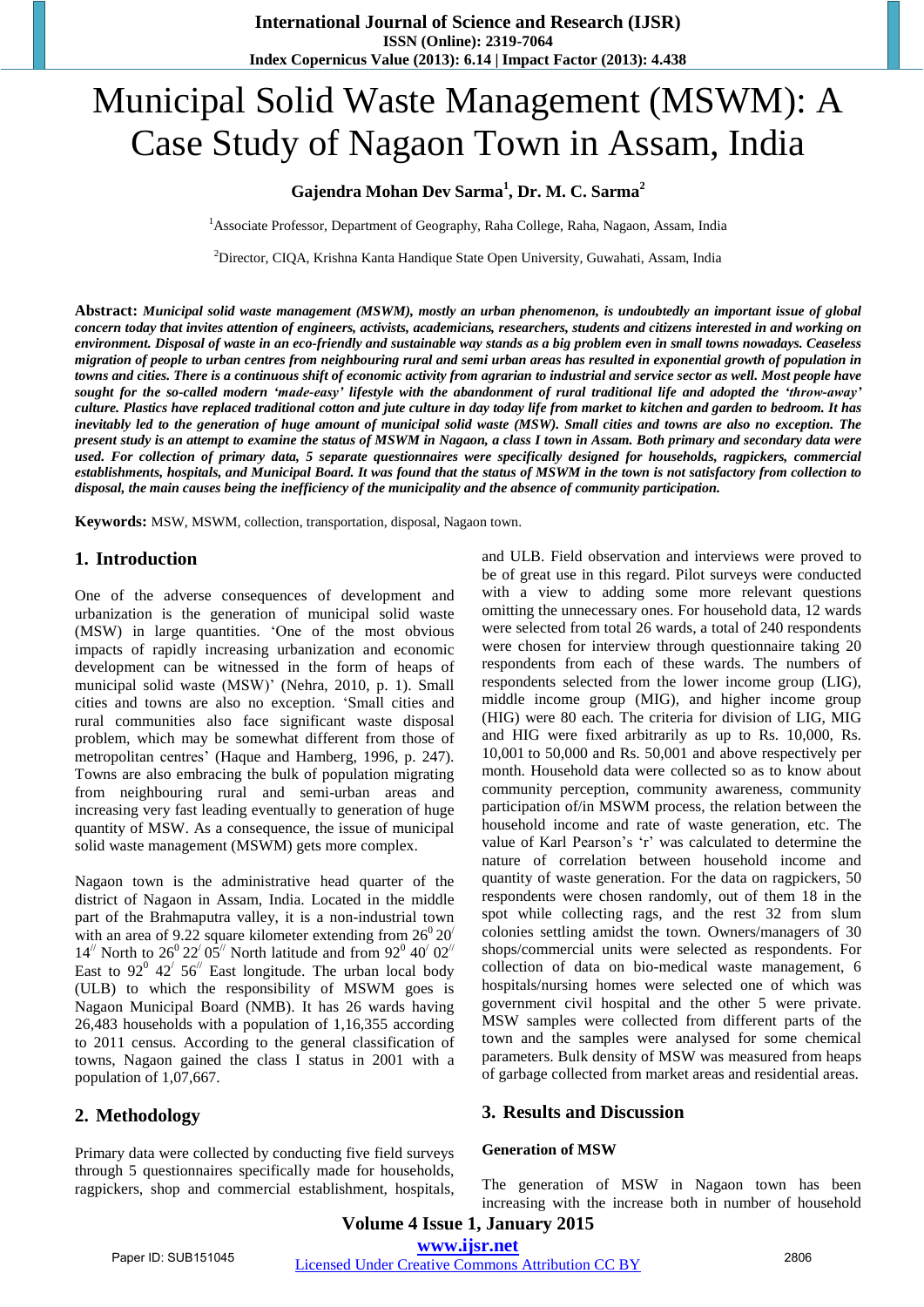# Municipal Solid Waste Management (MSWM): A Case Study of Nagaon Town in Assam, India

**Gajendra Mohan Dev Sarma[1], Dr. M. C. Sarma[2]**

[1]Associate Professor, Department of Geography, Raha College, Raha, Nagaon, Assam, India

[2]Director, CIQA, Krishna Kanta Handique State Open University, Guwahati, Assam, India

**Abstract:** ***Municipal solid waste management (MSWM), mostly an urban phenomenon, is undoubtedly an important issue of global concern today that invites attention of engineers, activists, academicians, researchers, students and citizens interested in and working on environment. Disposal of waste in an eco-friendly and sustainable way stands as a big problem even in small towns nowadays. Ceaseless migration of people to urban centres from neighbouring rural and semi urban areas has resulted in exponential growth of population in towns and cities. There is a continuous shift of economic activity from agrarian to industrial and service sector as well. Most people have sought for the so-called modern 'made-easy' lifestyle with the abandonment of rural traditional life and adopted the 'throw-away' culture. Plastics have replaced traditional cotton and jute culture in day today life from market to kitchen and garden to bedroom. It has inevitably led to the generation of huge amount of municipal solid waste (MSW). Small cities and towns are also no exception. The present study is an attempt to examine the status of MSWM in Nagaon, a class I town in Assam. Both primary and secondary data were used. For collection of primary data, 5 separate questionnaires were specifically designed for households, ragpickers, commercial establishments, hospitals, and Municipal Board. It was found that the status of MSWM in the town is not satisfactory from collection to disposal, the main causes being the inefficiency of the municipality and the absence of community participation.***

**Keywords:** MSW, MSWM, collection, transportation, disposal, Nagaon town.

## 1. Introduction

One of the adverse consequences of development and urbanization is the generation of municipal solid waste (MSW) in large quantities. 'One of the most obvious impacts of rapidly increasing urbanization and economic development can be witnessed in the form of heaps of municipal solid waste (MSW)' (Nehra, 2010, p. 1). Small cities and towns are also no exception. 'Small cities and rural communities also face significant waste disposal problem, which may be somewhat different from those of metropolitan centres' (Haque and Hamberg, 1996, p. 247). Towns are also embracing the bulk of population migrating from neighbouring rural and semi-urban areas and increasing very fast leading eventually to generation of huge quantity of MSW. As a consequence, the issue of municipal solid waste management (MSWM) gets more complex.

Nagaon town is the administrative head quarter of the district of Nagaon in Assam, India. Located in the middle part of the Brahmaputra valley, it is a non-industrial town with an area of 9.22 square kilometer extending from $26^0 20^/ 14^{//}$ North to $26^0 22^/ 05^{//}$ North latitude and from $92^0 40^/ 02^{//}$ East to $92^0 42^/ 56^{//}$ East longitude. The urban local body (ULB) to which the responsibility of MSWM goes is Nagaon Municipal Board (NMB). It has 26 wards having 26,483 households with a population of 1,16,355 according to 2011 census. According to the general classification of towns, Nagaon gained the class I status in 2001 with a population of 1,07,667.

## 2. Methodology

Primary data were collected by conducting five field surveys through 5 questionnaires specifically made for households, ragpickers, shop and commercial establishment, hospitals, and ULB. Field observation and interviews were proved to be of great use in this regard. Pilot surveys were conducted with a view to adding some more relevant questions omitting the unnecessary ones. For household data, 12 wards were selected from total 26 wards, a total of 240 respondents were chosen for interview through questionnaire taking 20 respondents from each of these wards. The numbers of respondents selected from the lower income group (LIG), middle income group (MIG), and higher income group (HIG) were 80 each. The criteria for division of LIG, MIG and HIG were fixed arbitrarily as up to Rs. 10,000, Rs. 10,001 to 50,000 and Rs. 50,001 and above respectively per month. Household data were collected so as to know about community perception, community awareness, community participation of/in MSWM process, the relation between the household income and rate of waste generation, etc. The value of Karl Pearson's 'r' was calculated to determine the nature of correlation between household income and quantity of waste generation. For the data on ragpickers, 50 respondents were chosen randomly, out of them 18 in the spot while collecting rags, and the rest 32 from slum colonies settling amidst the town. Owners/managers of 30 shops/commercial units were selected as respondents. For collection of data on bio-medical waste management, 6 hospitals/nursing homes were selected one of which was government civil hospital and the other 5 were private. MSW samples were collected from different parts of the town and the samples were analysed for some chemical parameters. Bulk density of MSW was measured from heaps of garbage collected from market areas and residential areas.

## 3. Results and Discussion

### Generation of MSW

The generation of MSW in Nagaon town has been increasing with the increase both in number of household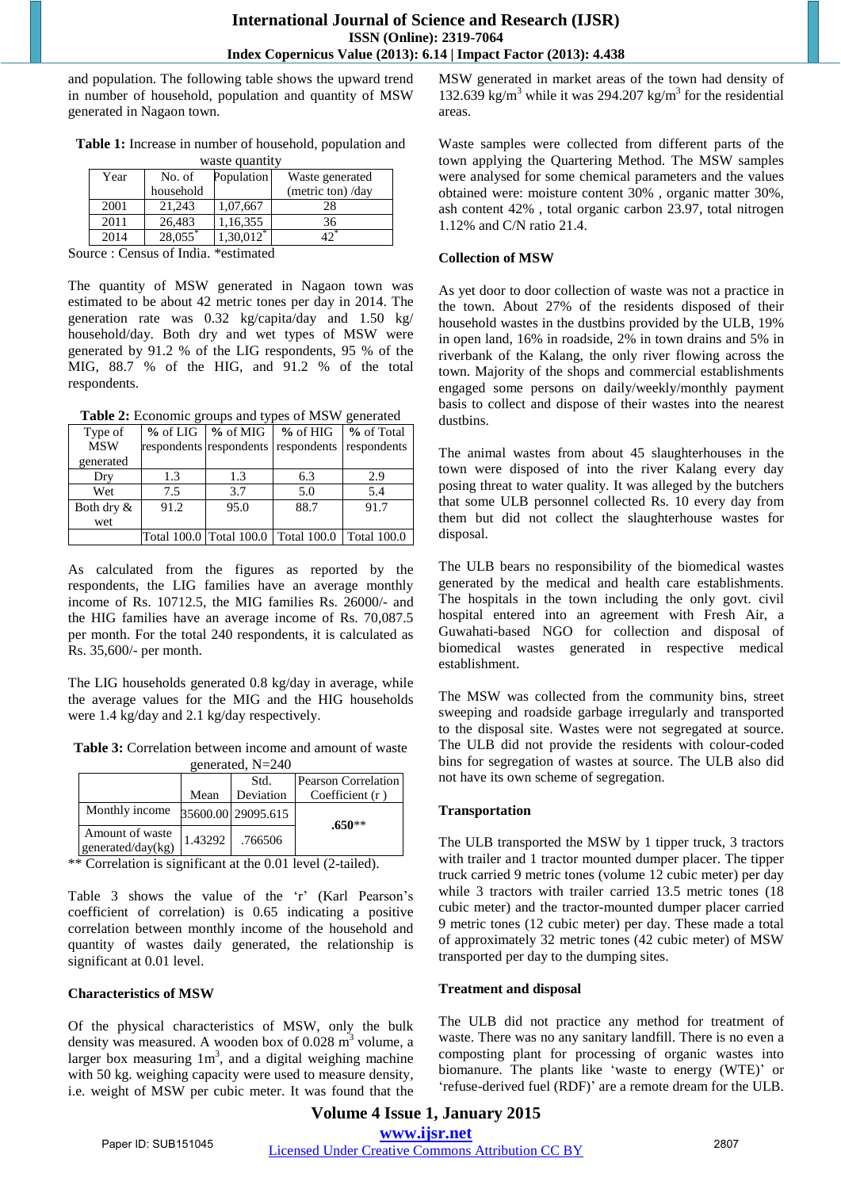and population. The following table shows the upward trend in number of household, population and quantity of MSW generated in Nagaon town.

**Table 1:** Increase in number of household, population and waste quantity

| Year | No. of household | Population | Waste generated (metric ton) /day |
|---|---|---|---|
| 2001 | 21,243 | 1,07,667 | 28 |
| 2011 | 26,483 | 1,16,355 | 36 |
| 2014 | 28,055* | 1,30,012* | 42* |

Source : Census of India. *estimated

The quantity of MSW generated in Nagaon town was estimated to be about 42 metric tones per day in 2014. The generation rate was 0.32 kg/capita/day and 1.50 kg/household/day. Both dry and wet types of MSW were generated by 91.2 % of the LIG respondents, 95 % of the MIG, 88.7 % of the HIG, and 91.2 % of the total respondents.

**Table 2:** Economic groups and types of MSW generated

| Type of MSW generated | % of LIG respondents | % of MIG respondents | % of HIG respondents | % of Total respondents |
|---|---|---|---|---|
| Dry | 1.3 | 1.3 | 6.3 | 2.9 |
| Wet | 7.5 | 3.7 | 5.0 | 5.4 |
| Both dry & wet | 91.2 | 95.0 | 88.7 | 91.7 |
| | Total 100.0 | Total 100.0 | Total 100.0 | Total 100.0 |

As calculated from the figures as reported by the respondents, the LIG families have an average monthly income of Rs. 10712.5, the MIG families Rs. 26000/- and the HIG families have an average income of Rs. 70,087.5 per month. For the total 240 respondents, it is calculated as Rs. 35,600/- per month.

The LIG households generated 0.8 kg/day in average, while the average values for the MIG and the HIG households were 1.4 kg/day and 2.1 kg/day respectively.

**Table 3:** Correlation between income and amount of waste generated, N=240

| | Mean | Std. Deviation | Pearson Correlation Coefficient ( r ) |
|---|---|---|---|
| Monthly income | 35600.00 | 29095.615 | **.650**** |
| Amount of waste generated/day(kg) | 1.43292 | .766506 | |

** Correlation is significant at the 0.01 level (2-tailed).

Table 3 shows the value of the 'r' (Karl Pearson's coefficient of correlation) is 0.65 indicating a positive correlation between monthly income of the household and quantity of wastes daily generated, the relationship is significant at 0.01 level.

### Characteristics of MSW

Of the physical characteristics of MSW, only the bulk density was measured. A wooden box of 0.028 $m^3$ volume, a larger box measuring 1$m^3$, and a digital weighing machine with 50 kg. weighing capacity were used to measure density, i.e. weight of MSW per cubic meter. It was found that the MSW generated in market areas of the town had density of 132.639 kg/$m^3$ while it was 294.207 kg/$m^3$ for the residential areas.

Waste samples were collected from different parts of the town applying the Quartering Method. The MSW samples were analysed for some chemical parameters and the values obtained were: moisture content 30% , organic matter 30%, ash content 42% , total organic carbon 23.97, total nitrogen 1.12% and C/N ratio 21.4.

### Collection of MSW

As yet door to door collection of waste was not a practice in the town. About 27% of the residents disposed of their household wastes in the dustbins provided by the ULB, 19% in open land, 16% in roadside, 2% in town drains and 5% in riverbank of the Kalang, the only river flowing across the town. Majority of the shops and commercial establishments engaged some persons on daily/weekly/monthly payment basis to collect and dispose of their wastes into the nearest dustbins.

The animal wastes from about 45 slaughterhouses in the town were disposed of into the river Kalang every day posing threat to water quality. It was alleged by the butchers that some ULB personnel collected Rs. 10 every day from them but did not collect the slaughterhouse wastes for disposal.

The ULB bears no responsibility of the biomedical wastes generated by the medical and health care establishments. The hospitals in the town including the only govt. civil hospital entered into an agreement with Fresh Air, a Guwahati-based NGO for collection and disposal of biomedical wastes generated in respective medical establishment.

The MSW was collected from the community bins, street sweeping and roadside garbage irregularly and transported to the disposal site. Wastes were not segregated at source. The ULB did not provide the residents with colour-coded bins for segregation of wastes at source. The ULB also did not have its own scheme of segregation.

### Transportation

The ULB transported the MSW by 1 tipper truck, 3 tractors with trailer and 1 tractor mounted dumper placer. The tipper truck carried 9 metric tones (volume 12 cubic meter) per day while 3 tractors with trailer carried 13.5 metric tones (18 cubic meter) and the tractor-mounted dumper placer carried 9 metric tones (12 cubic meter) per day. These made a total of approximately 32 metric tones (42 cubic meter) of MSW transported per day to the dumping sites.

### Treatment and disposal

The ULB did not practice any method for treatment of waste. There was no any sanitary landfill. There is no even a composting plant for processing of organic wastes into biomanure. The plants like 'waste to energy (WTE)' or 'refuse-derived fuel (RDF)' are a remote dream for the ULB.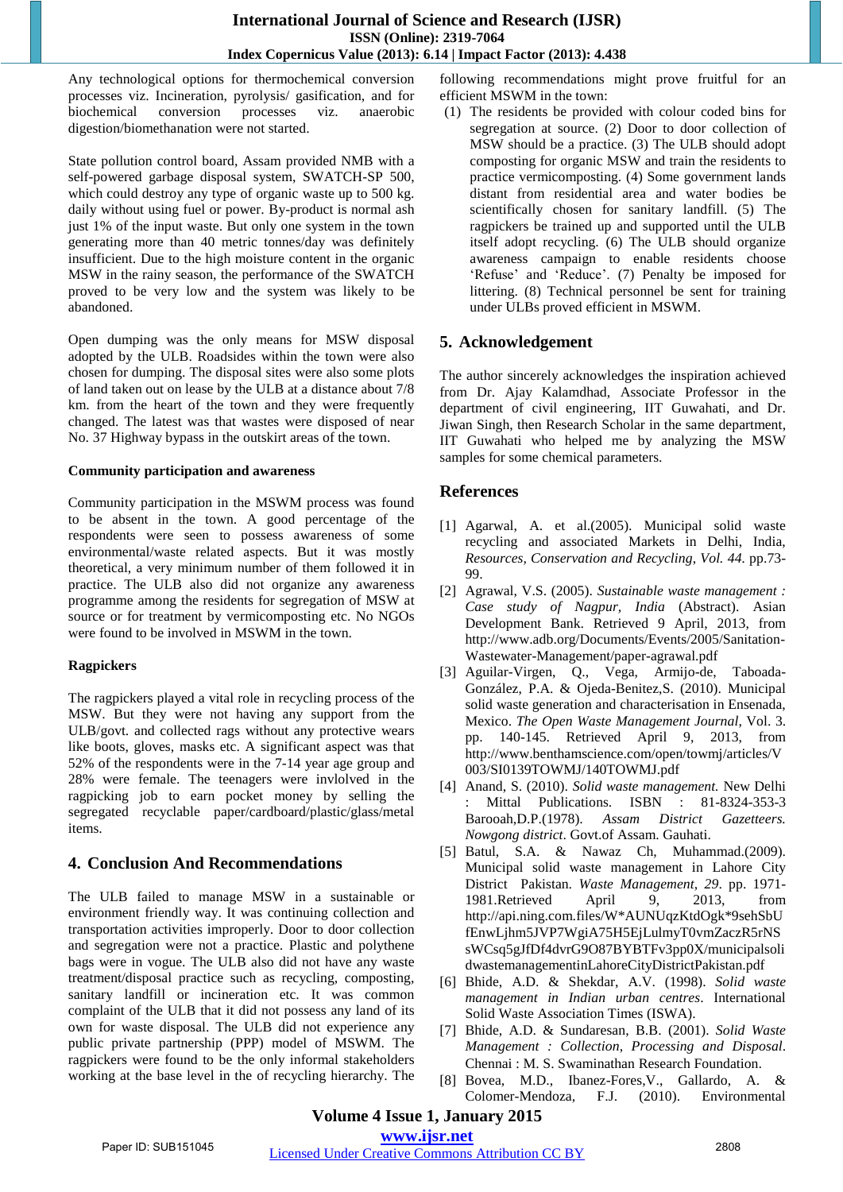Any technological options for thermochemical conversion processes viz. Incineration, pyrolysis/ gasification, and for biochemical conversion processes viz. anaerobic digestion/biomethanation were not started.

State pollution control board, Assam provided NMB with a self-powered garbage disposal system, SWATCH-SP 500, which could destroy any type of organic waste up to 500 kg. daily without using fuel or power. By-product is normal ash just 1% of the input waste. But only one system in the town generating more than 40 metric tonnes/day was definitely insufficient. Due to the high moisture content in the organic MSW in the rainy season, the performance of the SWATCH proved to be very low and the system was likely to be abandoned.

Open dumping was the only means for MSW disposal adopted by the ULB. Roadsides within the town were also chosen for dumping. The disposal sites were also some plots of land taken out on lease by the ULB at a distance about 7/8 km. from the heart of the town and they were frequently changed. The latest was that wastes were disposed of near No. 37 Highway bypass in the outskirt areas of the town.

**Community participation and awareness**

Community participation in the MSWM process was found to be absent in the town. A good percentage of the respondents were seen to possess awareness of some environmental/waste related aspects. But it was mostly theoretical, a very minimum number of them followed it in practice. The ULB also did not organize any awareness programme among the residents for segregation of MSW at source or for treatment by vermicomposting etc. No NGOs were found to be involved in MSWM in the town.

**Ragpickers**

The ragpickers played a vital role in recycling process of the MSW. But they were not having any support from the ULB/govt. and collected rags without any protective wears like boots, gloves, masks etc. A significant aspect was that 52% of the respondents were in the 7-14 year age group and 28% were female. The teenagers were invlolved in the ragpicking job to earn pocket money by selling the segregated recyclable paper/cardboard/plastic/glass/metal items.

## 4. Conclusion And Recommendations

The ULB failed to manage MSW in a sustainable or environment friendly way. It was continuing collection and transportation activities improperly. Door to door collection and segregation were not a practice. Plastic and polythene bags were in vogue. The ULB also did not have any waste treatment/disposal practice such as recycling, composting, sanitary landfill or incineration etc. It was common complaint of the ULB that it did not possess any land of its own for waste disposal. The ULB did not experience any public private partnership (PPP) model of MSWM. The ragpickers were found to be the only informal stakeholders working at the base level in the of recycling hierarchy. The following recommendations might prove fruitful for an efficient MSWM in the town:

(1) The residents be provided with colour coded bins for segregation at source. (2) Door to door collection of MSW should be a practice. (3) The ULB should adopt composting for organic MSW and train the residents to practice vermicomposting. (4) Some government lands distant from residential area and water bodies be scientifically chosen for sanitary landfill. (5) The ragpickers be trained up and supported until the ULB itself adopt recycling. (6) The ULB should organize awareness campaign to enable residents choose 'Refuse' and 'Reduce'. (7) Penalty be imposed for littering. (8) Technical personnel be sent for training under ULBs proved efficient in MSWM.

## 5. Acknowledgement

The author sincerely acknowledges the inspiration achieved from Dr. Ajay Kalamdhad, Associate Professor in the department of civil engineering, IIT Guwahati, and Dr. Jiwan Singh, then Research Scholar in the same department, IIT Guwahati who helped me by analyzing the MSW samples for some chemical parameters.

## References

[1] Agarwal, A. et al.(2005). Municipal solid waste recycling and associated Markets in Delhi, India, *Resources, Conservation and Recycling, Vol. 44*. pp.73-99.

[2] Agrawal, V.S. (2005). *Sustainable waste management : Case study of Nagpur, India* (Abstract). Asian Development Bank. Retrieved 9 April, 2013, from http://www.adb.org/Documents/Events/2005/Sanitation-Wastewater-Management/paper-agrawal.pdf

[3] Aguilar-Virgen, Q., Vega, Armijo-de, Taboada-González, P.A. & Ojeda-Benitez,S. (2010). Municipal solid waste generation and characterisation in Ensenada, Mexico. *The Open Waste Management Journal*, Vol. 3. pp. 140-145. Retrieved April 9, 2013, from http://www.benthamscience.com/open/towmj/articles/V003/SI0139TOWMJ/140TOWMJ.pdf

[4] Anand, S. (2010). *Solid waste management.* New Delhi : Mittal Publications. ISBN : 81-8324-353-3 Barooah,D.P.(1978). *Assam District Gazetteers. Nowgong district*. Govt.of Assam. Gauhati.

[5] Batul, S.A. & Nawaz Ch, Muhammad.(2009). Municipal solid waste management in Lahore City District Pakistan. *Waste Management, 29*. pp. 1971-1981.Retrieved April 9, 2013, from http://api.ning.com.files/W*AUNUqzKtdOgk*9sehSbUfEnwLjhm5JVP7WgiA75H5EjLulmyT0vmZaczR5rNSsWCsq5gJfDf4dvrG9O87BYBTFv3pp0X/municipalsolidwastemanagementinLahoreCityDistrictPakistan.pdf

[6] Bhide, A.D. & Shekdar, A.V. (1998). *Solid waste management in Indian urban centres*. International Solid Waste Association Times (ISWA).

[7] Bhide, A.D. & Sundaresan, B.B. (2001). *Solid Waste Management : Collection, Processing and Disposal*. Chennai : M. S. Swaminathan Research Foundation.

[8] Bovea, M.D., Ibanez-Fores,V., Gallardo, A. & Colomer-Mendoza, F.J. (2010). Environmental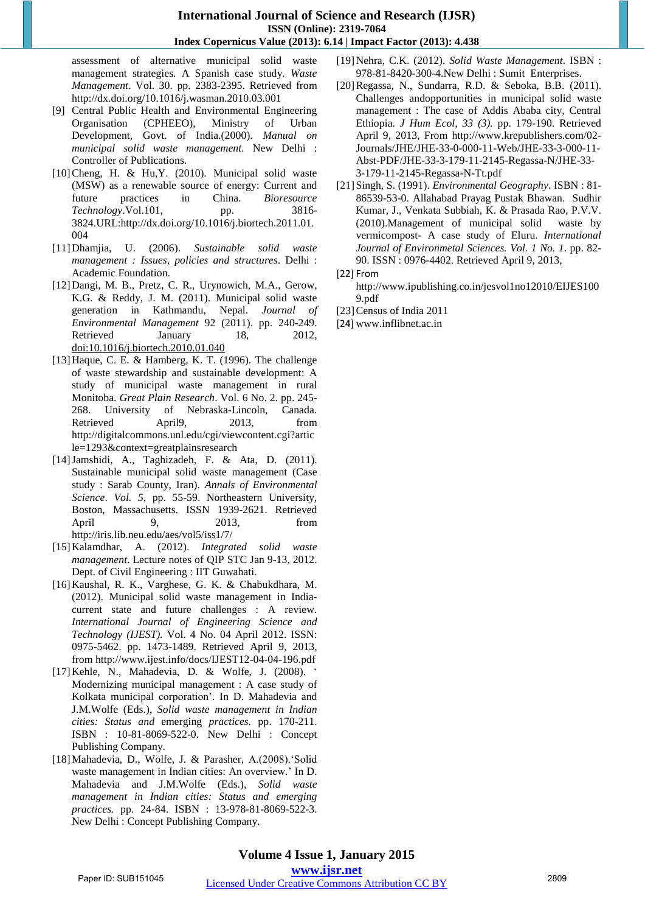assessment of alternative municipal solid waste management strategies. A Spanish case study. *Waste Management*. Vol. 30. pp. 2383-2395. Retrieved from http://dx.doi.org/10.1016/j.wasman.2010.03.001

[9] Central Public Health and Environmental Engineering Organisation (CPHEEO), Ministry of Urban Development, Govt. of India.(2000). *Manual on municipal solid waste management*. New Delhi : Controller of Publications.

[10] Cheng, H. & Hu,Y. (2010). Municipal solid waste (MSW) as a renewable source of energy: Current and future practices in China. *Bioresource Technology*.Vol.101, pp. 3816-3824.URL:http://dx.doi.org/10.1016/j.biortech.2011.01.004

[11] Dhamjia, U. (2006). *Sustainable solid waste management : Issues, policies and structures*. Delhi : Academic Foundation.

[12] Dangi, M. B., Pretz, C. R., Urynowich, M.A., Gerow, K.G. & Reddy, J. M. (2011). Municipal solid waste generation in Kathmandu, Nepal. *Journal of Environmental Management* 92 (2011). pp. 240-249. Retrieved January 18, 2012, doi:10.1016/j.biortech.2010.01.040

[13] Haque, C. E. & Hamberg, K. T. (1996). The challenge of waste stewardship and sustainable development: A study of municipal waste management in rural Monitoba. *Great Plain Research*. Vol. 6 No. 2. pp. 245-268. University of Nebraska-Lincoln, Canada. Retrieved April9, 2013, from http://digitalcommons.unl.edu/cgi/viewcontent.cgi?article=1293&context=greatplainsresearch

[14] Jamshidi, A., Taghizadeh, F. & Ata, D. (2011). Sustainable municipal solid waste management (Case study : Sarab County, Iran). *Annals of Environmental Science*. *Vol. 5*, pp. 55-59. Northeastern University, Boston, Massachusetts. ISSN 1939-2621. Retrieved April 9, 2013, from http://iris.lib.neu.edu/aes/vol5/iss1/7/

[15] Kalamdhar, A. (2012). *Integrated solid waste management*. Lecture notes of QIP STC Jan 9-13, 2012. Dept. of Civil Engineering : IIT Guwahati.

[16] Kaushal, R. K., Varghese, G. K. & Chabukdhara, M. (2012). Municipal solid waste management in India-current state and future challenges : A review. *International Journal of Engineering Science and Technology (IJEST).* Vol. 4 No. 04 April 2012. ISSN: 0975-5462. pp. 1473-1489. Retrieved April 9, 2013, from http://www.ijest.info/docs/IJEST12-04-04-196.pdf

[17] Kehle, N., Mahadevia, D. & Wolfe, J. (2008). 'Modernizing municipal management : A case study of Kolkata municipal corporation'. In D. Mahadevia and J.M.Wolfe (Eds.), *Solid waste management in Indian cities: Status and* emerging *practices.* pp. 170-211. ISBN : 10-81-8069-522-0. New Delhi : Concept Publishing Company.

[18] Mahadevia, D., Wolfe, J. & Parasher, A.(2008).'Solid waste management in Indian cities: An overview.' In D. Mahadevia and J.M.Wolfe (Eds.), *Solid waste management in Indian cities: Status and emerging practices.* pp. 24-84. ISBN : 13-978-81-8069-522-3. New Delhi : Concept Publishing Company.

[19] Nehra, C.K. (2012). *Solid Waste Management*. ISBN : 978-81-8420-300-4.New Delhi : Sumit Enterprises.

[20] Regassa, N., Sundarra, R.D. & Seboka, B.B. (2011). Challenges andopportunities in municipal solid waste management : The case of Addis Ababa city, Central Ethiopia. *J Hum Ecol, 33 (3).* pp. 179-190. Retrieved April 9, 2013, From http://www.krepublishers.com/02-Journals/JHE/JHE-33-0-000-11-Web/JHE-33-3-000-11-Abst-PDF/JHE-33-3-179-11-2145-Regassa-N/JHE-33-3-179-11-2145-Regassa-N-Tt.pdf

[21] Singh, S. (1991). *Environmental Geography*. ISBN : 81-86539-53-0. Allahabad Prayag Pustak Bhawan. Sudhir Kumar, J., Venkata Subbiah, K. & Prasada Rao, P.V.V. (2010).Management of municipal solid waste by vermicompost- A case study of Eluru. *International Journal of Environmetal Sciences. Vol. 1 No. 1*. pp. 82-90. ISSN : 0976-4402. Retrieved April 9, 2013,

[22] From http://www.ipublishing.co.in/jesvol1no12010/EIJES1009.pdf

[23] Census of India 2011

[24] www.inflibnet.ac.in